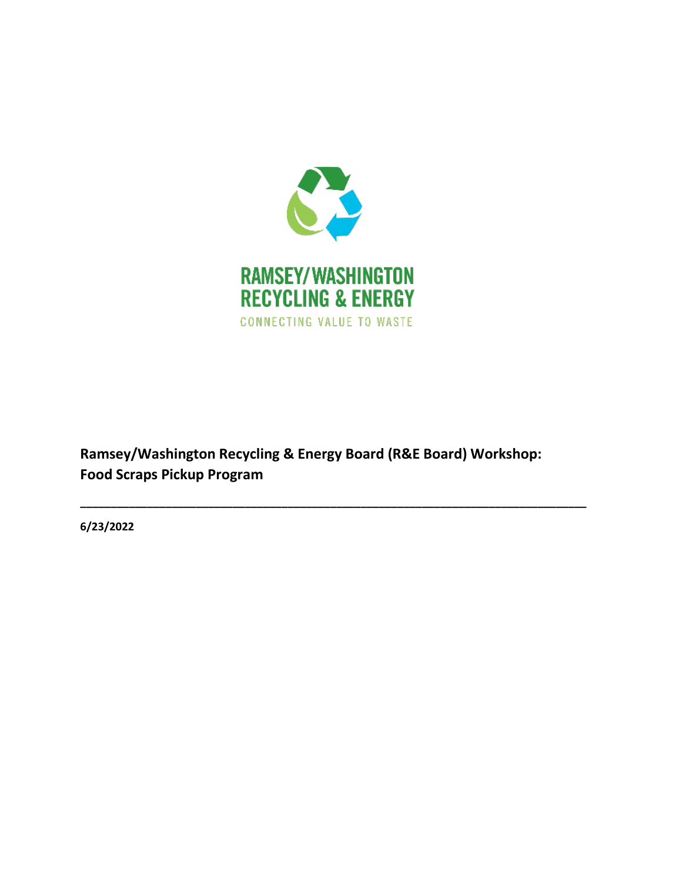RAMSEY/WASHINGTON RECYCLING & ENERGY

CONNECTING VALUE TO WASTE

**Ramsey/Washington Recycling & Energy Board (R&E Board) Workshop: Food Scraps Pickup Program**

---

**6/23/2022**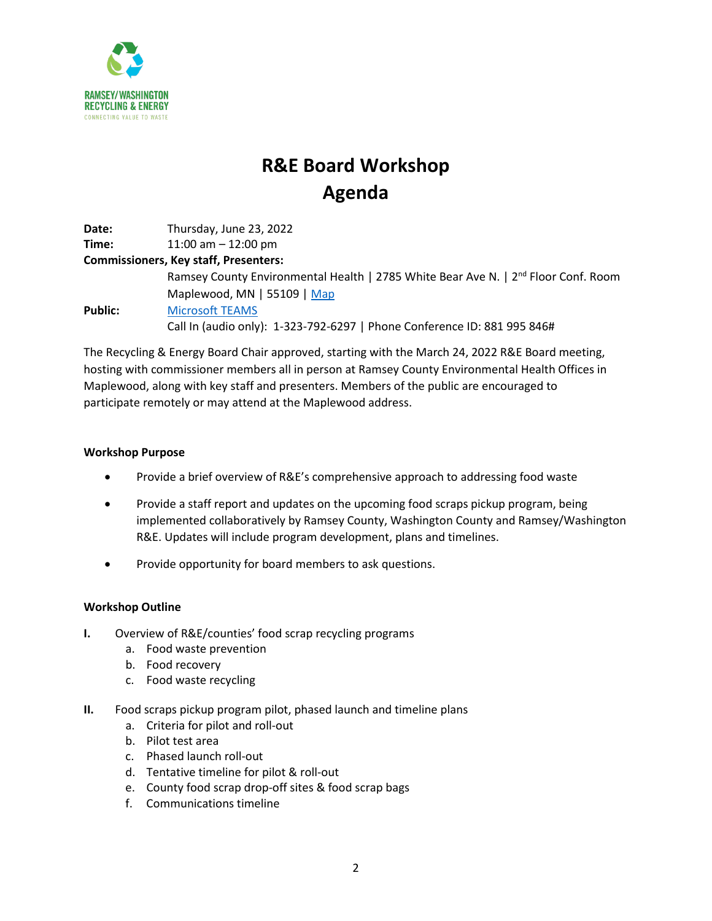RAMSEY/WASHINGTON
RECYCLING & ENERGY
CONNECTING VALUE TO WASTE

# R&E Board Workshop
# Agenda

**Date:** Thursday, June 23, 2022
**Time:** 11:00 am – 12:00 pm
**Commissioners, Key staff, Presenters:**
Ramsey County Environmental Health | 2785 White Bear Ave N. | 2nd Floor Conf. Room
Maplewood, MN | 55109 | Map
**Public:** Microsoft TEAMS
Call In (audio only): 1-323-792-6297 | Phone Conference ID: 881 995 846#

The Recycling & Energy Board Chair approved, starting with the March 24, 2022 R&E Board meeting, hosting with commissioner members all in person at Ramsey County Environmental Health Offices in Maplewood, along with key staff and presenters. Members of the public are encouraged to participate remotely or may attend at the Maplewood address.

**Workshop Purpose**

- Provide a brief overview of R&E's comprehensive approach to addressing food waste
- Provide a staff report and updates on the upcoming food scraps pickup program, being implemented collaboratively by Ramsey County, Washington County and Ramsey/Washington R&E. Updates will include program development, plans and timelines.
- Provide opportunity for board members to ask questions.

**Workshop Outline**

I. Overview of R&E/counties' food scrap recycling programs
   a. Food waste prevention
   b. Food recovery
   c. Food waste recycling

II. Food scraps pickup program pilot, phased launch and timeline plans
   a. Criteria for pilot and roll-out
   b. Pilot test area
   c. Phased launch roll-out
   d. Tentative timeline for pilot & roll-out
   e. County food scrap drop-off sites & food scrap bags
   f. Communications timeline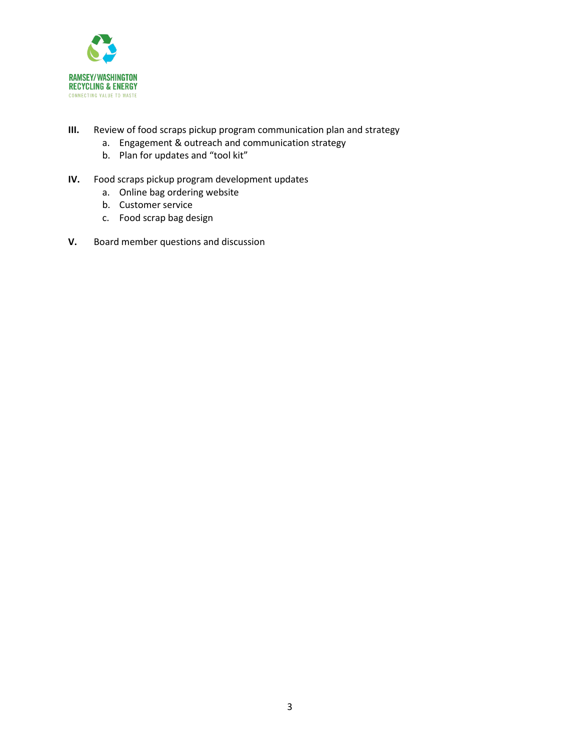**III.** Review of food scraps pickup program communication plan and strategy

a. Engagement & outreach and communication strategy
b. Plan for updates and "tool kit"

**IV.** Food scraps pickup program development updates

a. Online bag ordering website
b. Customer service
c. Food scrap bag design

**V.** Board member questions and discussion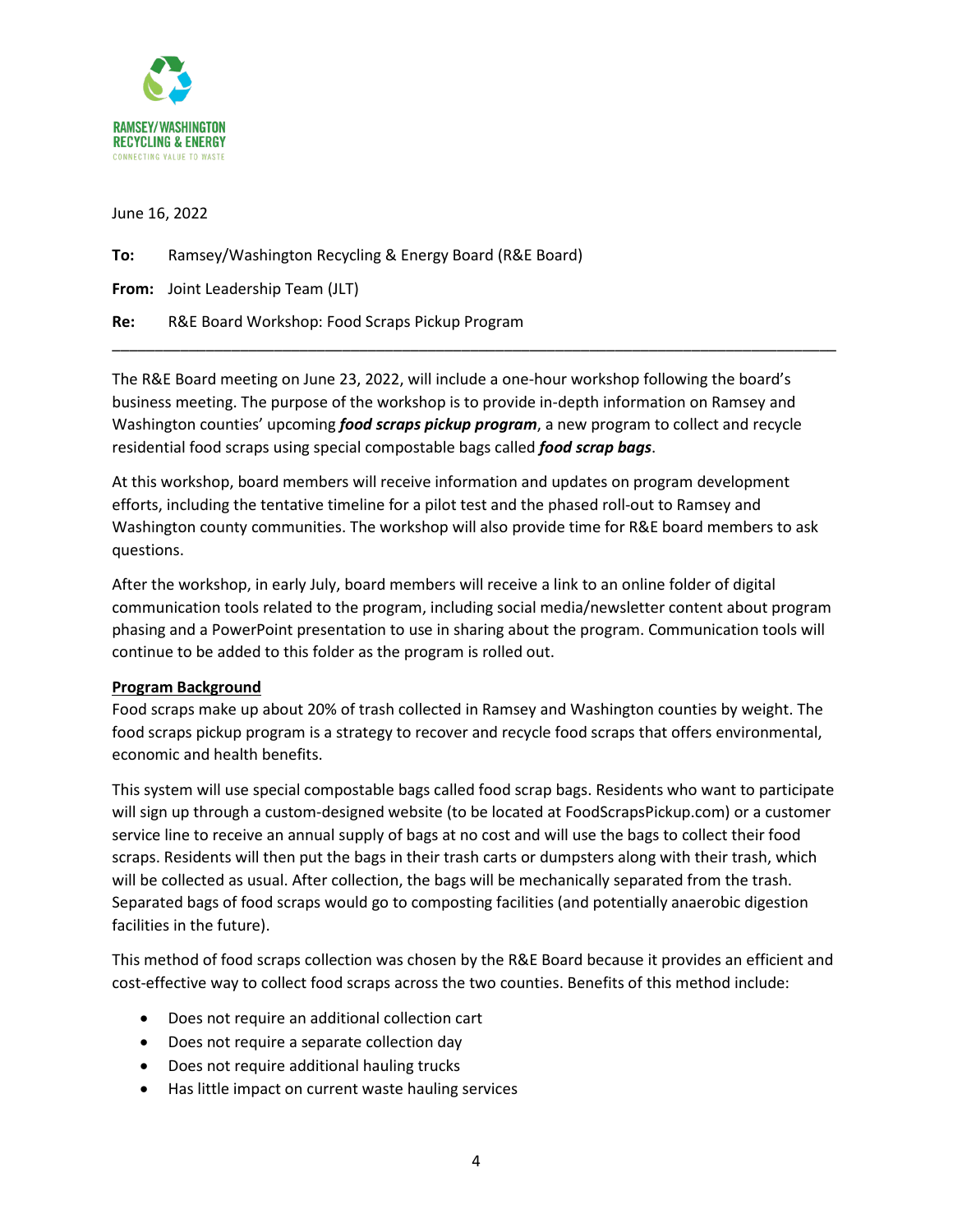RAMSEY/WASHINGTON RECYCLING & ENERGY
CONNECTING VALUE TO WASTE

June 16, 2022

**To:** Ramsey/Washington Recycling & Energy Board (R&E Board)

**From:** Joint Leadership Team (JLT)

**Re:** R&E Board Workshop: Food Scraps Pickup Program

---

The R&E Board meeting on June 23, 2022, will include a one-hour workshop following the board's business meeting. The purpose of the workshop is to provide in-depth information on Ramsey and Washington counties' upcoming ***food scraps pickup program***, a new program to collect and recycle residential food scraps using special compostable bags called ***food scrap bags***.

At this workshop, board members will receive information and updates on program development efforts, including the tentative timeline for a pilot test and the phased roll-out to Ramsey and Washington county communities. The workshop will also provide time for R&E board members to ask questions.

After the workshop, in early July, board members will receive a link to an online folder of digital communication tools related to the program, including social media/newsletter content about program phasing and a PowerPoint presentation to use in sharing about the program. Communication tools will continue to be added to this folder as the program is rolled out.

**Program Background**

Food scraps make up about 20% of trash collected in Ramsey and Washington counties by weight. The food scraps pickup program is a strategy to recover and recycle food scraps that offers environmental, economic and health benefits.

This system will use special compostable bags called food scrap bags. Residents who want to participate will sign up through a custom-designed website (to be located at FoodScrapsPickup.com) or a customer service line to receive an annual supply of bags at no cost and will use the bags to collect their food scraps. Residents will then put the bags in their trash carts or dumpsters along with their trash, which will be collected as usual. After collection, the bags will be mechanically separated from the trash. Separated bags of food scraps would go to composting facilities (and potentially anaerobic digestion facilities in the future).

This method of food scraps collection was chosen by the R&E Board because it provides an efficient and cost-effective way to collect food scraps across the two counties. Benefits of this method include:

- Does not require an additional collection cart
- Does not require a separate collection day
- Does not require additional hauling trucks
- Has little impact on current waste hauling services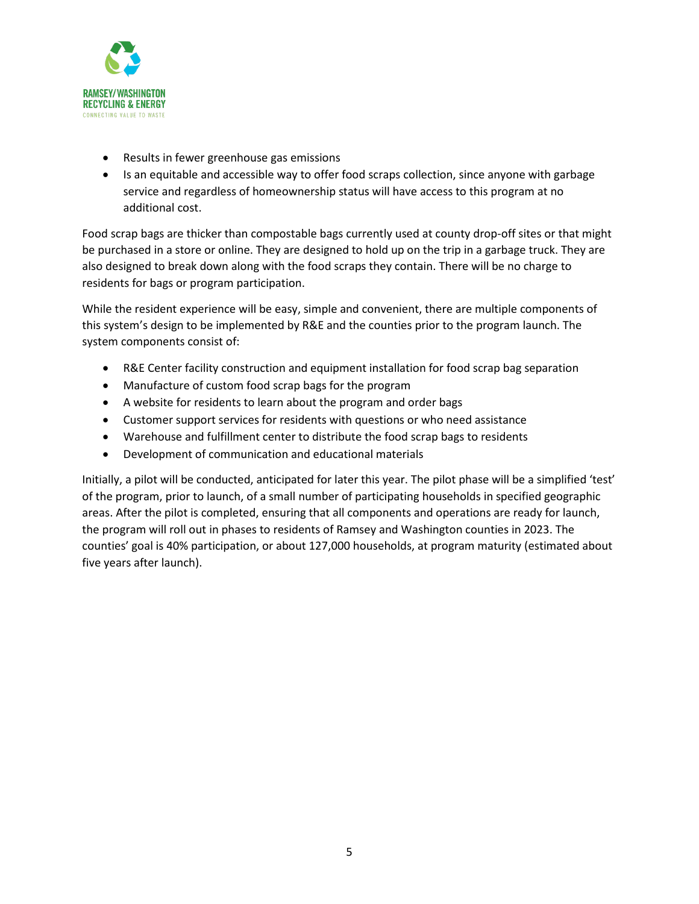- Results in fewer greenhouse gas emissions
- Is an equitable and accessible way to offer food scraps collection, since anyone with garbage service and regardless of homeownership status will have access to this program at no additional cost.

Food scrap bags are thicker than compostable bags currently used at county drop-off sites or that might be purchased in a store or online. They are designed to hold up on the trip in a garbage truck. They are also designed to break down along with the food scraps they contain. There will be no charge to residents for bags or program participation.

While the resident experience will be easy, simple and convenient, there are multiple components of this system's design to be implemented by R&E and the counties prior to the program launch. The system components consist of:

- R&E Center facility construction and equipment installation for food scrap bag separation
- Manufacture of custom food scrap bags for the program
- A website for residents to learn about the program and order bags
- Customer support services for residents with questions or who need assistance
- Warehouse and fulfillment center to distribute the food scrap bags to residents
- Development of communication and educational materials

Initially, a pilot will be conducted, anticipated for later this year. The pilot phase will be a simplified 'test' of the program, prior to launch, of a small number of participating households in specified geographic areas. After the pilot is completed, ensuring that all components and operations are ready for launch, the program will roll out in phases to residents of Ramsey and Washington counties in 2023. The counties' goal is 40% participation, or about 127,000 households, at program maturity (estimated about five years after launch).